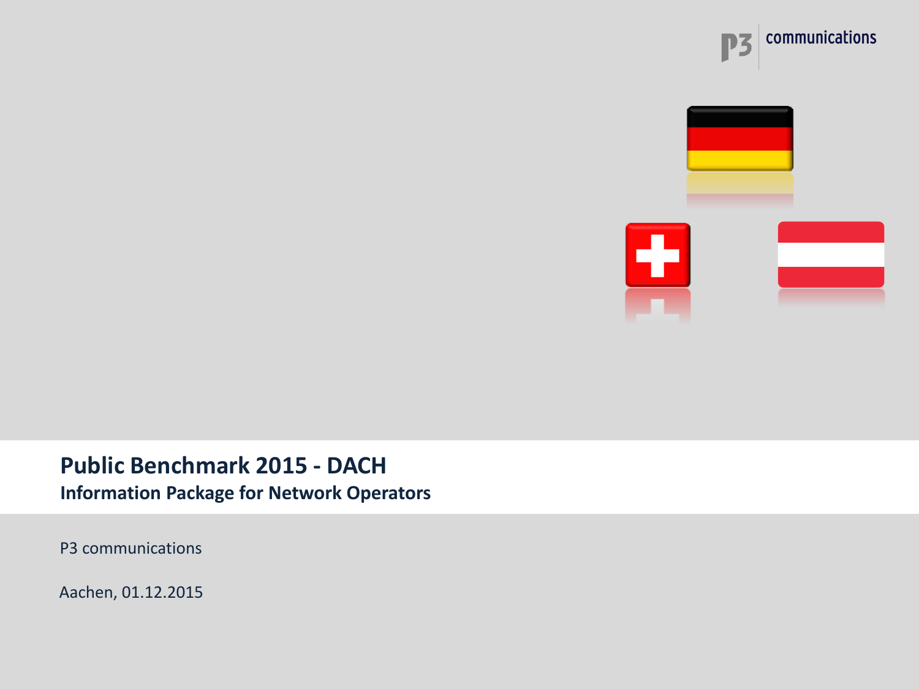# Public Benchmark 2015 - DACH

## Information Package for Network Operators

P3 communications

Aachen, 01.12.2015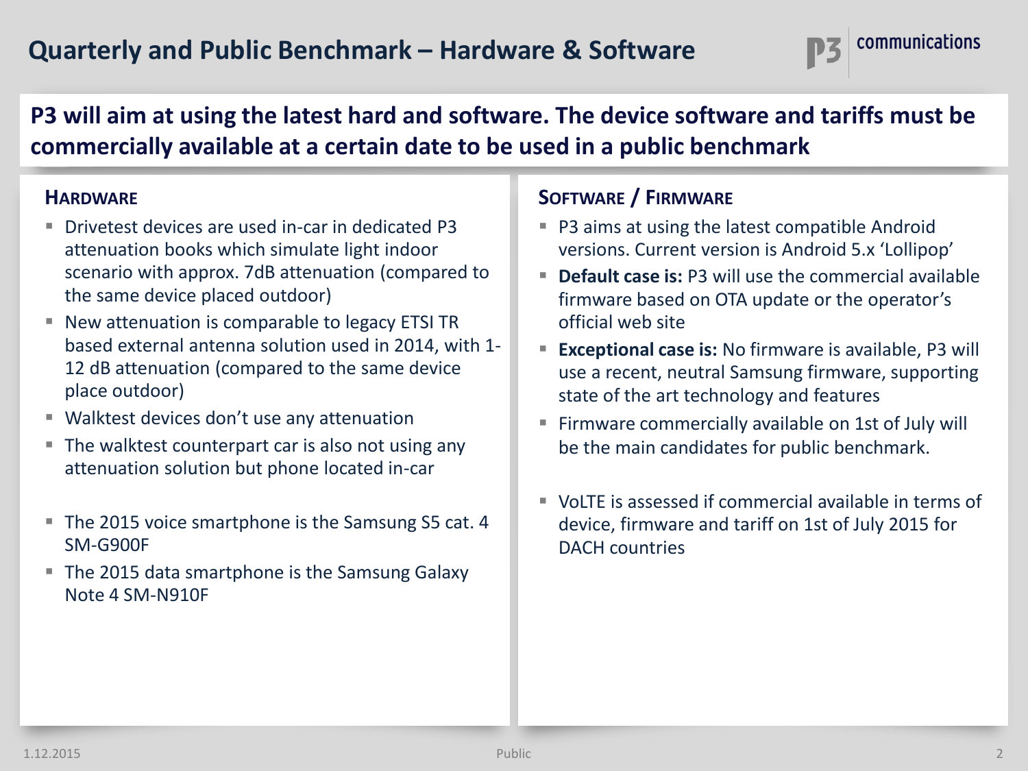# Quarterly and Public Benchmark – Hardware & Software

**P3 will aim at using the latest hard and software. The device software and tariffs must be commercially available at a certain date to be used in a public benchmark**

## Hardware

- Drivetest devices are used in-car in dedicated P3 attenuation books which simulate light indoor scenario with approx. 7dB attenuation (compared to the same device placed outdoor)
- New attenuation is comparable to legacy ETSI TR based external antenna solution used in 2014, with 1-12 dB attenuation (compared to the same device place outdoor)
- Walktest devices don't use any attenuation
- The walktest counterpart car is also not using any attenuation solution but phone located in-car

- The 2015 voice smartphone is the Samsung S5 cat. 4 SM-G900F
- The 2015 data smartphone is the Samsung Galaxy Note 4 SM-N910F

## Software / Firmware

- P3 aims at using the latest compatible Android versions. Current version is Android 5.x 'Lollipop'
- **Default case is:** P3 will use the commercial available firmware based on OTA update or the operator's official web site
- **Exceptional case is:** No firmware is available, P3 will use a recent, neutral Samsung firmware, supporting state of the art technology and features
- Firmware commercially available on 1st of July will be the main candidates for public benchmark.

- VoLTE is assessed if commercial available in terms of device, firmware and tariff on 1st of July 2015 for DACH countries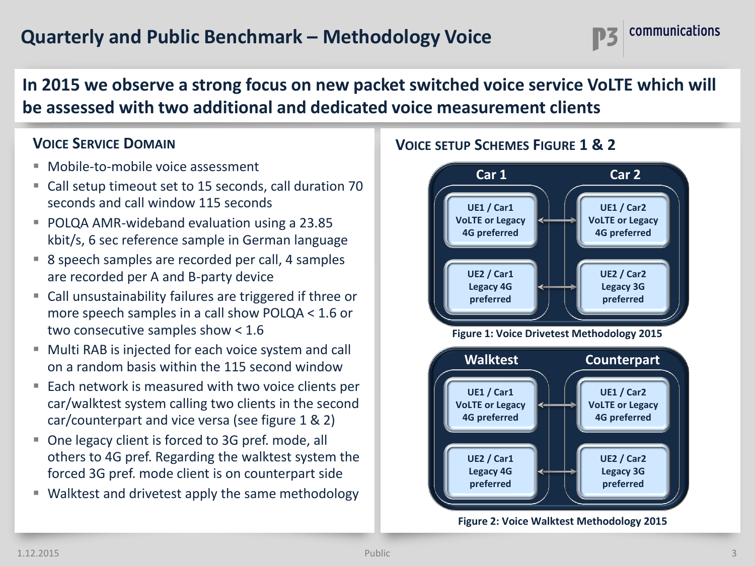# Quarterly and Public Benchmark – Methodology Voice

**In 2015 we observe a strong focus on new packet switched voice service VoLTE which will be assessed with two additional and dedicated voice measurement clients**

## Voice Service Domain

- Mobile-to-mobile voice assessment
- Call setup timeout set to 15 seconds, call duration 70 seconds and call window 115 seconds
- POLQA AMR-wideband evaluation using a 23.85 kbit/s, 6 sec reference sample in German language
- 8 speech samples are recorded per call, 4 samples are recorded per A and B-party device
- Call unsustainability failures are triggered if three or more speech samples in a call show POLQA < 1.6 or two consecutive samples show < 1.6
- Multi RAB is injected for each voice system and call on a random basis within the 115 second window
- Each network is measured with two voice clients per car/walktest system calling two clients in the second car/counterpart and vice versa (see figure 1 & 2)
- One legacy client is forced to 3G pref. mode, all others to 4G pref. Regarding the walktest system the forced 3G pref. mode client is on counterpart side
- Walktest and drivetest apply the same methodology

## Voice setup Schemes Figure 1 & 2

| Car 1 | | Car 2 |
|---|---|---|
| UE1 / Car1 VoLTE or Legacy 4G preferred | ↔ | UE1 / Car2 VoLTE or Legacy 4G preferred |
| UE2 / Car1 Legacy 4G preferred | ↔ | UE2 / Car2 Legacy 3G preferred |

**Figure 1: Voice Drivetest Methodology 2015**

| Walktest | | Counterpart |
|---|---|---|
| UE1 / Car1 VoLTE or Legacy 4G preferred | ↔ | UE1 / Car2 VoLTE or Legacy 4G preferred |
| UE2 / Car1 Legacy 4G preferred | ↔ | UE2 / Car2 Legacy 3G preferred |

**Figure 2: Voice Walktest Methodology 2015**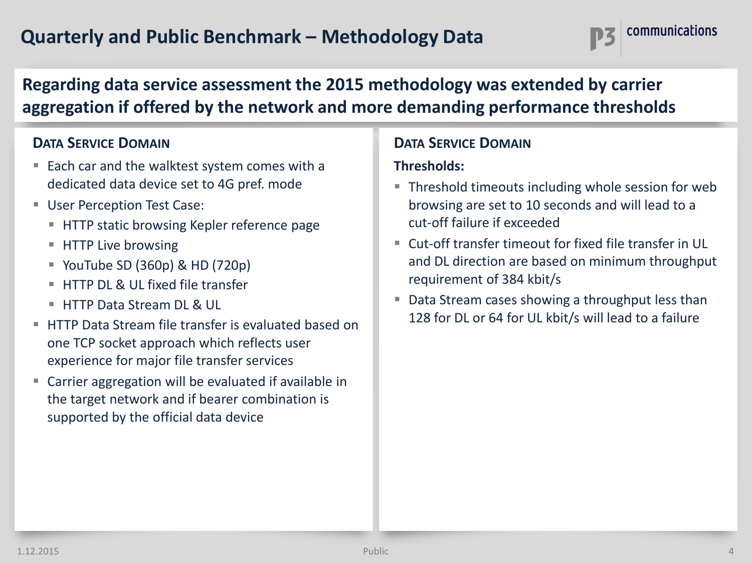# Quarterly and Public Benchmark – Methodology Data

**Regarding data service assessment the 2015 methodology was extended by carrier aggregation if offered by the network and more demanding performance thresholds**

## Data Service Domain

- Each car and the walktest system comes with a dedicated data device set to 4G pref. mode
- User Perception Test Case:
  - HTTP static browsing Kepler reference page
  - HTTP Live browsing
  - YouTube SD (360p) & HD (720p)
  - HTTP DL & UL fixed file transfer
  - HTTP Data Stream DL & UL
- HTTP Data Stream file transfer is evaluated based on one TCP socket approach which reflects user experience for major file transfer services
- Carrier aggregation will be evaluated if available in the target network and if bearer combination is supported by the official data device

## Data Service Domain

**Thresholds:**

- Threshold timeouts including whole session for web browsing are set to 10 seconds and will lead to a cut-off failure if exceeded
- Cut-off transfer timeout for fixed file transfer in UL and DL direction are based on minimum throughput requirement of 384 kbit/s
- Data Stream cases showing a throughput less than 128 for DL or 64 for UL kbit/s will lead to a failure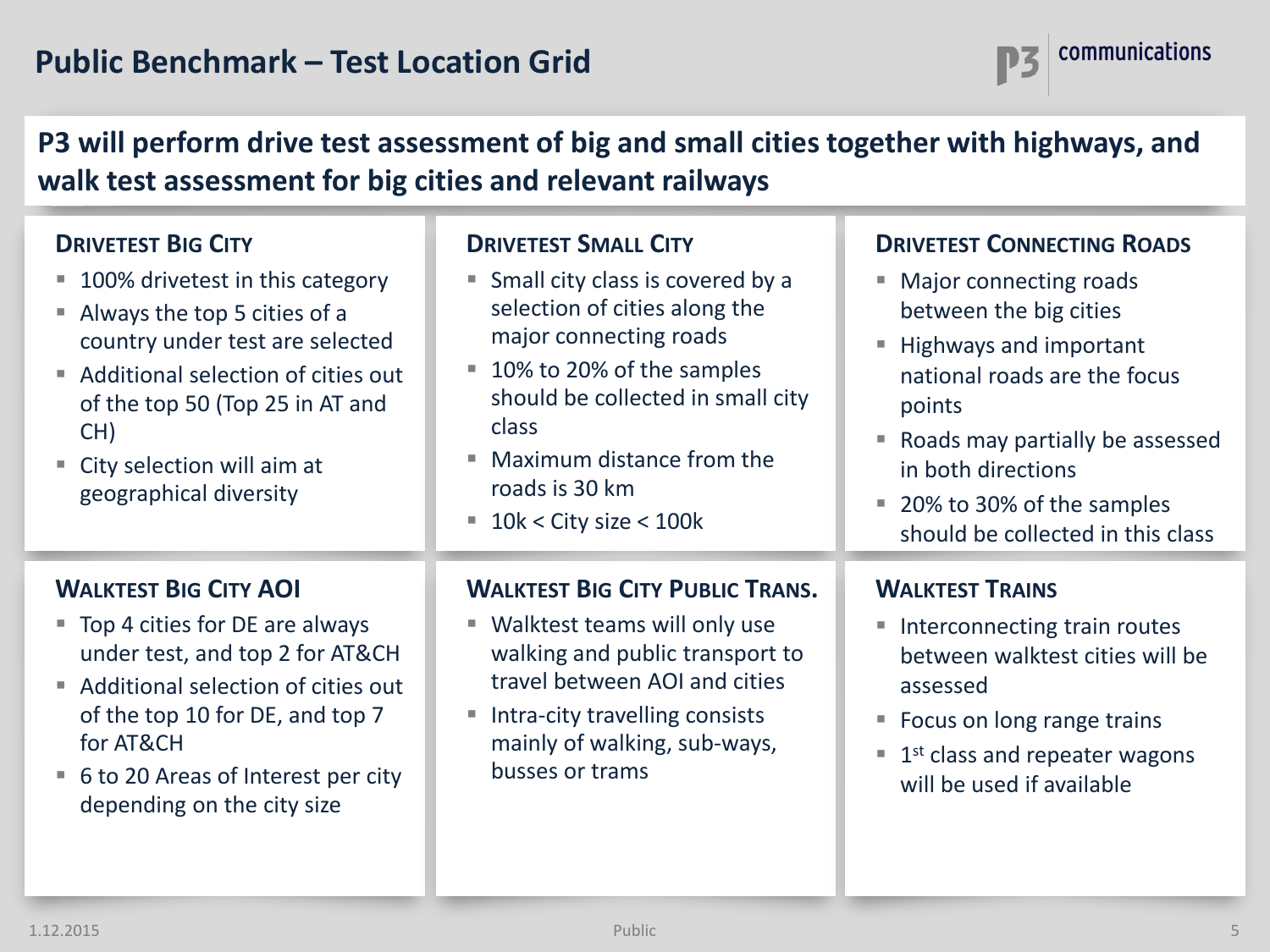# Public Benchmark – Test Location Grid

**P3 will perform drive test assessment of big and small cities together with highways, and walk test assessment for big cities and relevant railways**

### Drivetest Big City

- 100% drivetest in this category
- Always the top 5 cities of a country under test are selected
- Additional selection of cities out of the top 50 (Top 25 in AT and CH)
- City selection will aim at geographical diversity

### Drivetest Small City

- Small city class is covered by a selection of cities along the major connecting roads
- 10% to 20% of the samples should be collected in small city class
- Maximum distance from the roads is 30 km
- 10k < City size < 100k

### Drivetest Connecting Roads

- Major connecting roads between the big cities
- Highways and important national roads are the focus points
- Roads may partially be assessed in both directions
- 20% to 30% of the samples should be collected in this class

### Walktest Big City AOI

- Top 4 cities for DE are always under test, and top 2 for AT&CH
- Additional selection of cities out of the top 10 for DE, and top 7 for AT&CH
- 6 to 20 Areas of Interest per city depending on the city size

### Walktest Big City Public Trans.

- Walktest teams will only use walking and public transport to travel between AOI and cities
- Intra-city travelling consists mainly of walking, sub-ways, busses or trams

### Walktest Trains

- Interconnecting train routes between walktest cities will be assessed
- Focus on long range trains
- 1st class and repeater wagons will be used if available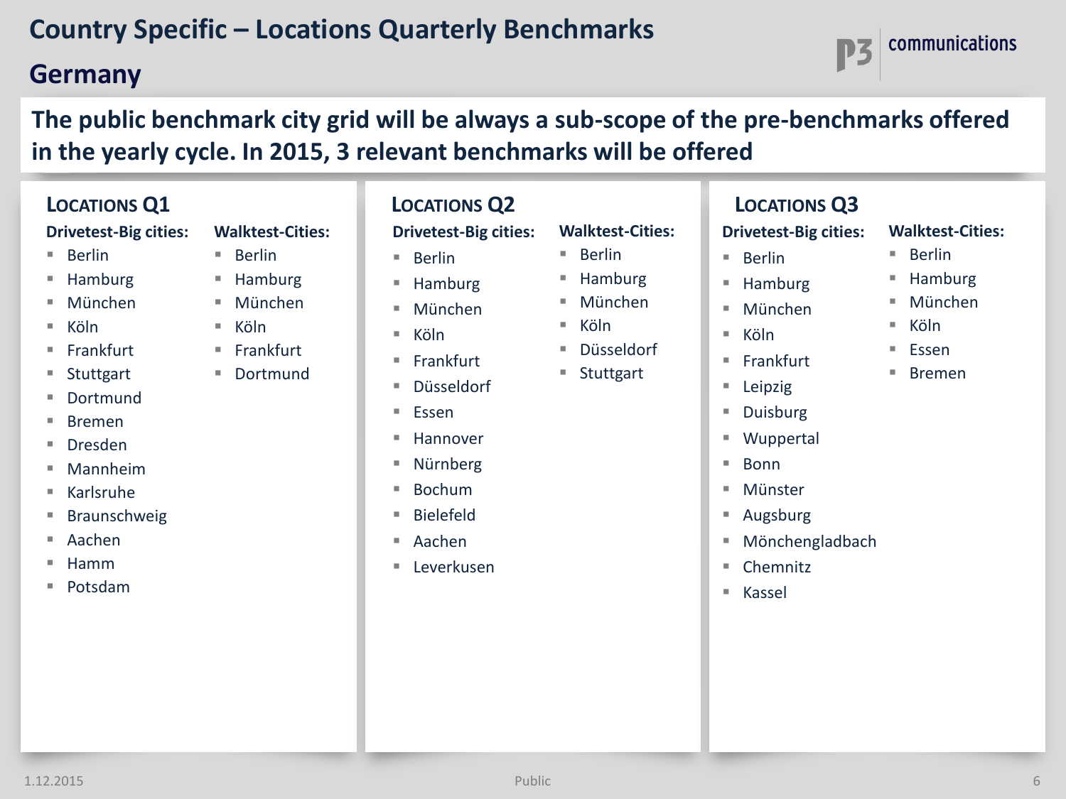# Country Specific – Locations Quarterly Benchmarks

## Germany

**The public benchmark city grid will be always a sub-scope of the pre-benchmarks offered in the yearly cycle. In 2015, 3 relevant benchmarks will be offered**

### Locations Q1

**Drivetest-Big cities:**

- Berlin
- Hamburg
- München
- Köln
- Frankfurt
- Stuttgart
- Dortmund
- Bremen
- Dresden
- Mannheim
- Karlsruhe
- Braunschweig
- Aachen
- Hamm
- Potsdam

**Walktest-Cities:**

- Berlin
- Hamburg
- München
- Köln
- Frankfurt
- Dortmund

### Locations Q2

**Drivetest-Big cities:**

- Berlin
- Hamburg
- München
- Köln
- Frankfurt
- Düsseldorf
- Essen
- Hannover
- Nürnberg
- Bochum
- Bielefeld
- Aachen
- Leverkusen

**Walktest-Cities:**

- Berlin
- Hamburg
- München
- Köln
- Düsseldorf
- Stuttgart

### Locations Q3

**Drivetest-Big cities:**

- Berlin
- Hamburg
- München
- Köln
- Frankfurt
- Leipzig
- Duisburg
- Wuppertal
- Bonn
- Münster
- Augsburg
- Mönchengladbach
- Chemnitz
- Kassel

**Walktest-Cities:**

- Berlin
- Hamburg
- München
- Köln
- Essen
- Bremen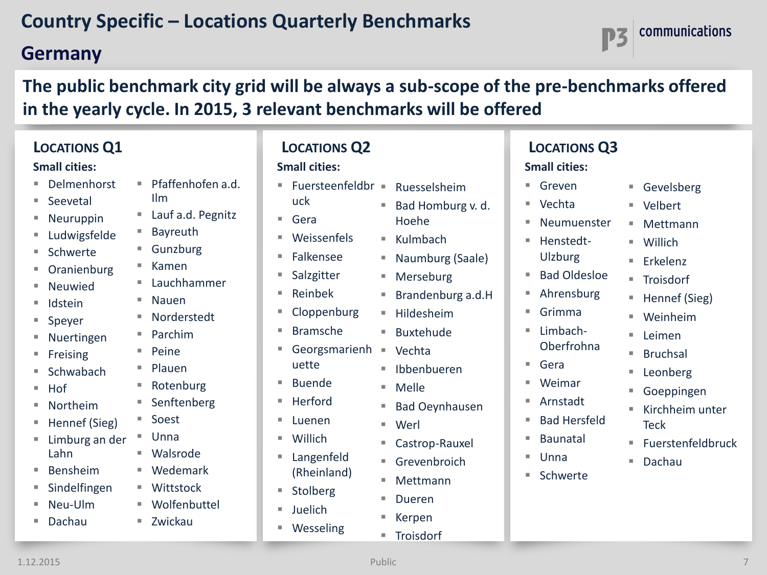# Country Specific – Locations Quarterly Benchmarks

## Germany

**The public benchmark city grid will be always a sub-scope of the pre-benchmarks offered in the yearly cycle. In 2015, 3 relevant benchmarks will be offered**

### Locations Q1

**Small cities:**

- Delmenhorst
- Seevetal
- Neuruppin
- Ludwigsfelde
- Schwerte
- Oranienburg
- Neuwied
- Idstein
- Speyer
- Nuertingen
- Freising
- Schwabach
- Hof
- Northeim
- Hennef (Sieg)
- Limburg an der Lahn
- Bensheim
- Sindelfingen
- Neu-Ulm
- Dachau
- Pfaffenhofen a.d. Ilm
- Lauf a.d. Pegnitz
- Bayreuth
- Gunzburg
- Kamen
- Lauchhammer
- Nauen
- Norderstedt
- Parchim
- Peine
- Plauen
- Rotenburg
- Senftenberg
- Soest
- Unna
- Walsrode
- Wedemark
- Wittstock
- Wolfenbuttel
- Zwickau

### Locations Q2

**Small cities:**

- Fuersteenfeldbruck
- Gera
- Weissenfels
- Falkensee
- Salzgitter
- Reinbek
- Cloppenburg
- Bramsche
- Georgsmarienhuette
- Buende
- Herford
- Luenen
- Willich
- Langenfeld (Rheinland)
- Stolberg
- Juelich
- Wesseling
- Ruesselsheim
- Bad Homburg v. d. Hoehe
- Kulmbach
- Naumburg (Saale)
- Merseburg
- Brandenburg a.d.H
- Hildesheim
- Buxtehude
- Vechta
- Ibbenbueren
- Melle
- Bad Oeynhausen
- Werl
- Castrop-Rauxel
- Grevenbroich
- Mettmann
- Dueren
- Kerpen
- Troisdorf

### Locations Q3

**Small cities:**

- Greven
- Vechta
- Neumuenster
- Henstedt-Ulzburg
- Bad Oldesloe
- Ahrensburg
- Grimma
- Limbach-Oberfrohna
- Gera
- Weimar
- Arnstadt
- Bad Hersfeld
- Baunatal
- Unna
- Schwerte
- Gevelsberg
- Velbert
- Mettmann
- Willich
- Erkelenz
- Troisdorf
- Hennef (Sieg)
- Weinheim
- Leimen
- Bruchsal
- Leonberg
- Goeppingen
- Kirchheim unter Teck
- Fuerstenfeldbruck
- Dachau

1.12.2015 Public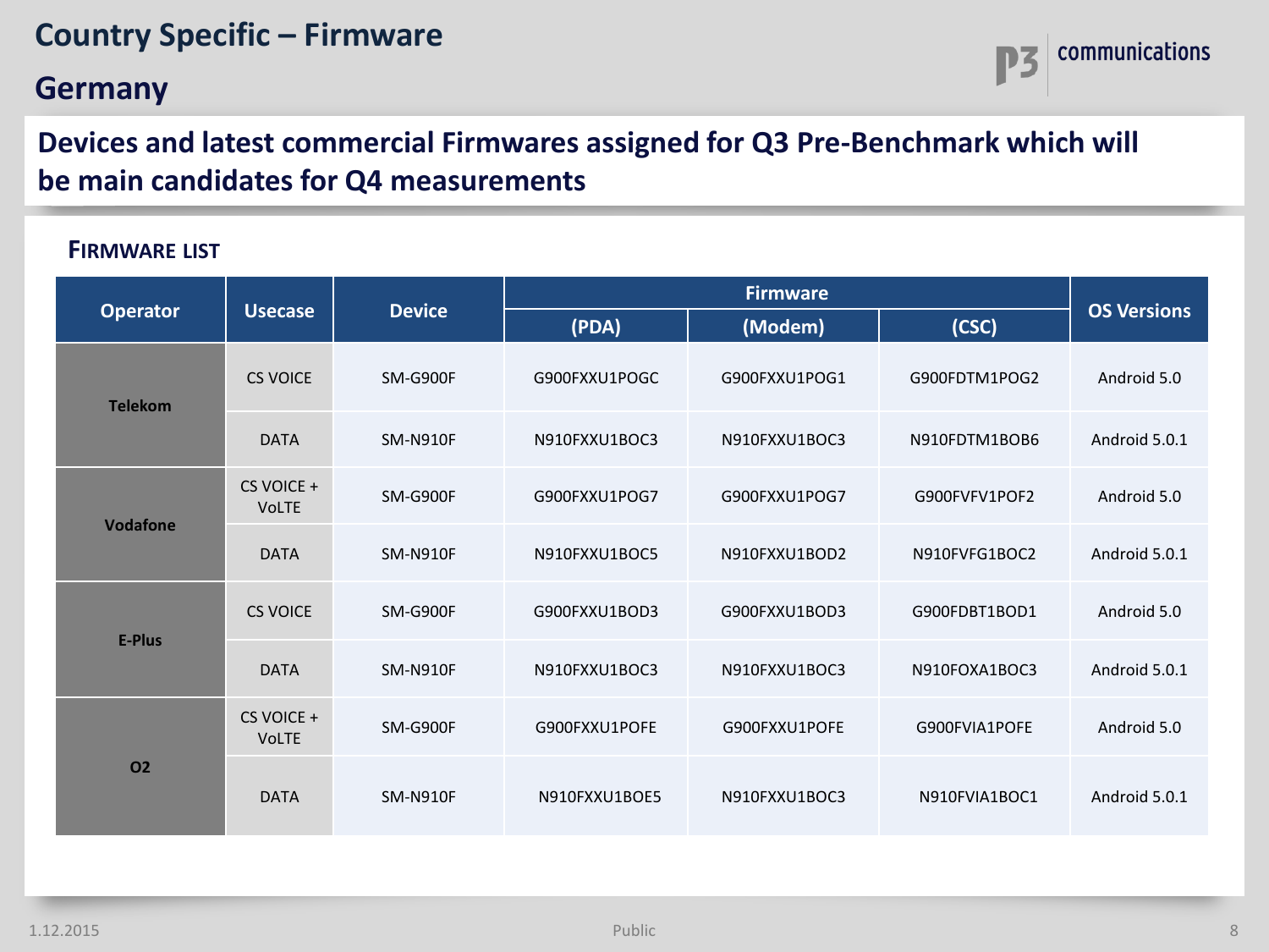# Country Specific – Firmware

## Germany

**Devices and latest commercial Firmwares assigned for Q3 Pre-Benchmark which will be main candidates for Q4 measurements**

### FIRMWARE LIST

| Operator | Usecase | Device | Firmware | | | OS Versions |
|---|---|---|---|---|---|---|
| | | | (PDA) | (Modem) | (CSC) | |
| Telekom | CS VOICE | SM-G900F | G900FXXU1POGC | G900FXXU1POG1 | G900FDTM1POG2 | Android 5.0 |
| | DATA | SM-N910F | N910FXXU1BOC3 | N910FXXU1BOC3 | N910FDTM1BOB6 | Android 5.0.1 |
| Vodafone | CS VOICE + VoLTE | SM-G900F | G900FXXU1POG7 | G900FXXU1POG7 | G900FVFV1POF2 | Android 5.0 |
| | DATA | SM-N910F | N910FXXU1BOC5 | N910FXXU1BOD2 | N910FVFG1BOC2 | Android 5.0.1 |
| E-Plus | CS VOICE | SM-G900F | G900FXXU1BOD3 | G900FXXU1BOD3 | G900FDBT1BOD1 | Android 5.0 |
| | DATA | SM-N910F | N910FXXU1BOC3 | N910FXXU1BOC3 | N910FOXA1BOC3 | Android 5.0.1 |
| O2 | CS VOICE + VoLTE | SM-G900F | G900FXXU1POFE | G900FXXU1POFE | G900FVIA1POFE | Android 5.0 |
| | DATA | SM-N910F | N910FXXU1BOE5 | N910FXXU1BOC3 | N910FVIA1BOC1 | Android 5.0.1 |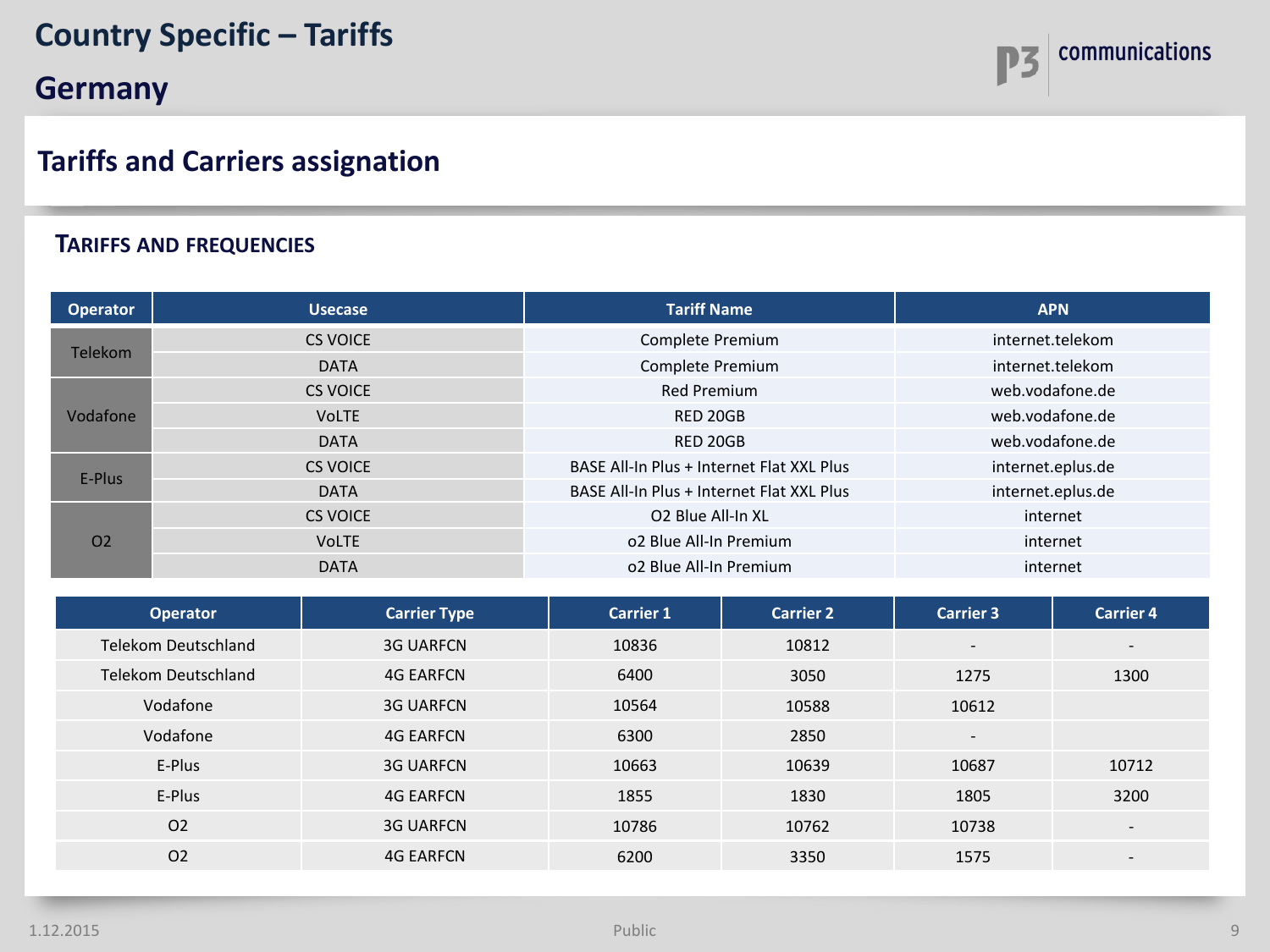# Country Specific – Tariffs

# Germany

## Tariffs and Carriers assignation

### TARIFFS AND FREQUENCIES

| Operator | Usecase | Tariff Name | APN |
|---|---|---|---|
| Telekom | CS VOICE | Complete Premium | internet.telekom |
| | DATA | Complete Premium | internet.telekom |
| Vodafone | CS VOICE | Red Premium | web.vodafone.de |
| | VoLTE | RED 20GB | web.vodafone.de |
| | DATA | RED 20GB | web.vodafone.de |
| E-Plus | CS VOICE | BASE All-In Plus + Internet Flat XXL Plus | internet.eplus.de |
| | DATA | BASE All-In Plus + Internet Flat XXL Plus | internet.eplus.de |
| O2 | CS VOICE | O2 Blue All-In XL | internet |
| | VoLTE | o2 Blue All-In Premium | internet |
| | DATA | o2 Blue All-In Premium | internet |

| Operator | Carrier Type | Carrier 1 | Carrier 2 | Carrier 3 | Carrier 4 |
|---|---|---|---|---|---|
| Telekom Deutschland | 3G UARFCN | 10836 | 10812 | - | - |
| Telekom Deutschland | 4G EARFCN | 6400 | 3050 | 1275 | 1300 |
| Vodafone | 3G UARFCN | 10564 | 10588 | 10612 | |
| Vodafone | 4G EARFCN | 6300 | 2850 | - | |
| E-Plus | 3G UARFCN | 10663 | 10639 | 10687 | 10712 |
| E-Plus | 4G EARFCN | 1855 | 1830 | 1805 | 3200 |
| O2 | 3G UARFCN | 10786 | 10762 | 10738 | - |
| O2 | 4G EARFCN | 6200 | 3350 | 1575 | - |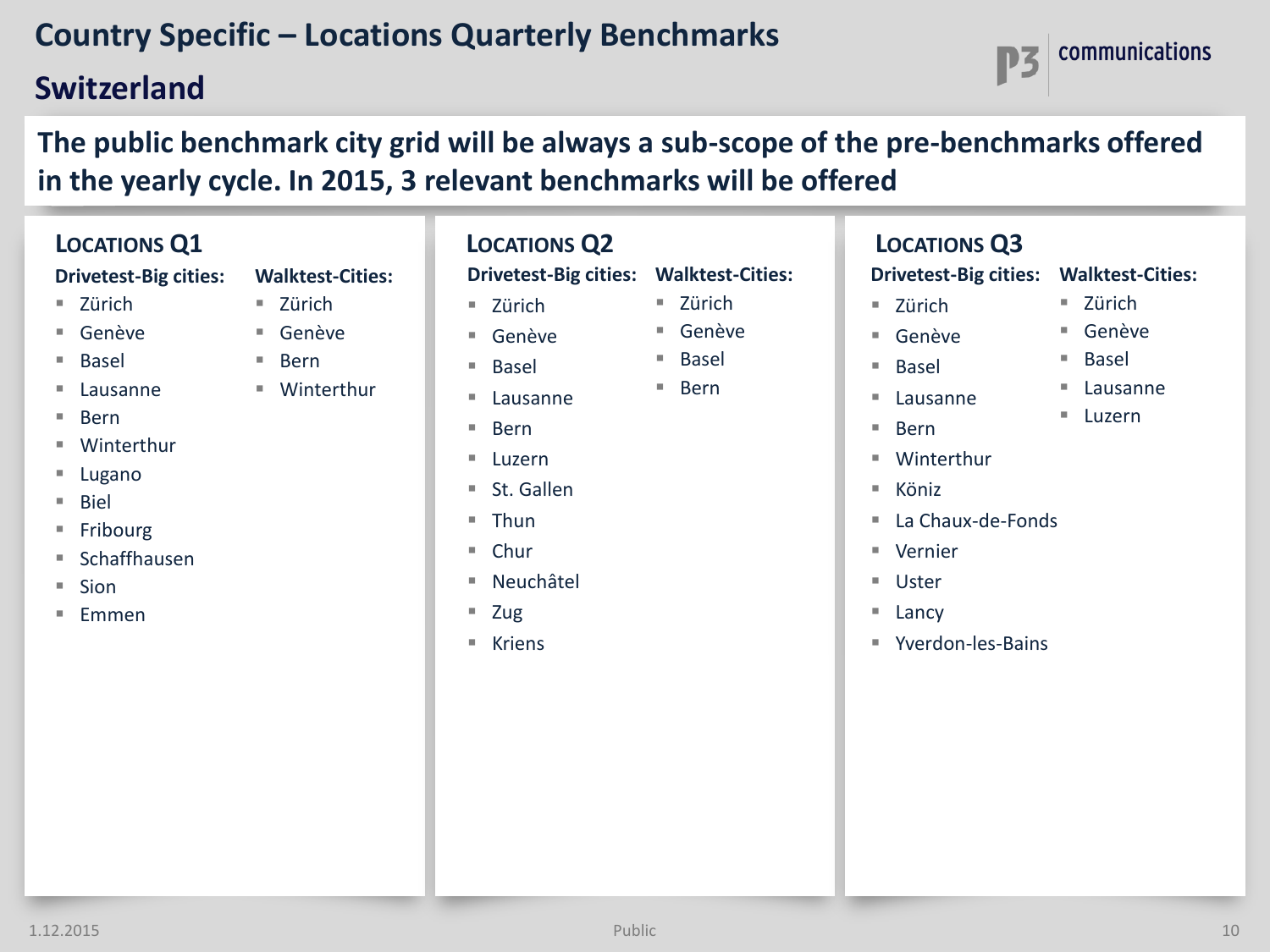# Country Specific – Locations Quarterly Benchmarks

## Switzerland

**The public benchmark city grid will be always a sub-scope of the pre-benchmarks offered in the yearly cycle. In 2015, 3 relevant benchmarks will be offered**

### Locations Q1

**Drivetest-Big cities:**

- Zürich
- Genève
- Basel
- Lausanne
- Bern
- Winterthur
- Lugano
- Biel
- Fribourg
- Schaffhausen
- Sion
- Emmen

**Walktest-Cities:**

- Zürich
- Genève
- Bern
- Winterthur

### Locations Q2

**Drivetest-Big cities:**

- Zürich
- Genève
- Basel
- Lausanne
- Bern
- Luzern
- St. Gallen
- Thun
- Chur
- Neuchâtel
- Zug
- Kriens

**Walktest-Cities:**

- Zürich
- Genève
- Basel
- Bern

### Locations Q3

**Drivetest-Big cities:**

- Zürich
- Genève
- Basel
- Lausanne
- Bern
- Winterthur
- Köniz
- La Chaux-de-Fonds
- Vernier
- Uster
- Lancy
- Yverdon-les-Bains

**Walktest-Cities:**

- Zürich
- Genève
- Basel
- Lausanne
- Luzern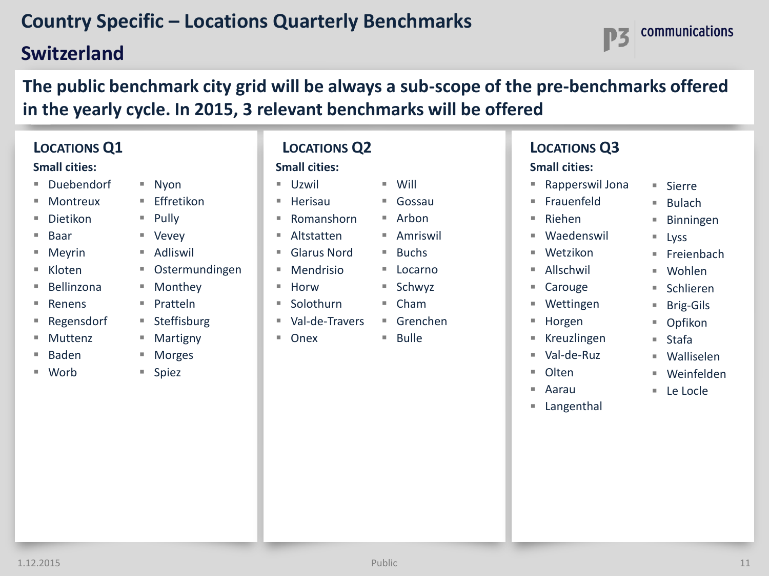# Country Specific – Locations Quarterly Benchmarks

## Switzerland

**The public benchmark city grid will be always a sub-scope of the pre-benchmarks offered in the yearly cycle. In 2015, 3 relevant benchmarks will be offered**

### Locations Q1

**Small cities:**

- Duebendorf
- Montreux
- Dietikon
- Baar
- Meyrin
- Kloten
- Bellinzona
- Renens
- Regensdorf
- Muttenz
- Baden
- Worb
- Nyon
- Effretikon
- Pully
- Vevey
- Adliswil
- Ostermundingen
- Monthey
- Pratteln
- Steffisburg
- Martigny
- Morges
- Spiez

### Locations Q2

**Small cities:**

- Uzwil
- Herisau
- Romanshorn
- Altstatten
- Glarus Nord
- Mendrisio
- Horw
- Solothurn
- Val-de-Travers
- Onex
- Will
- Gossau
- Arbon
- Amriswil
- Buchs
- Locarno
- Schwyz
- Cham
- Grenchen
- Bulle

### Locations Q3

**Small cities:**

- Rapperswil Jona
- Frauenfeld
- Riehen
- Waedenswil
- Wetzikon
- Allschwil
- Carouge
- Wettingen
- Horgen
- Kreuzlingen
- Val-de-Ruz
- Olten
- Aarau
- Langenthal
- Sierre
- Bulach
- Binningen
- Lyss
- Freienbach
- Wohlen
- Schlieren
- Brig-Gils
- Opfikon
- Stafa
- Wallisellen
- Weinfelden
- Le Locle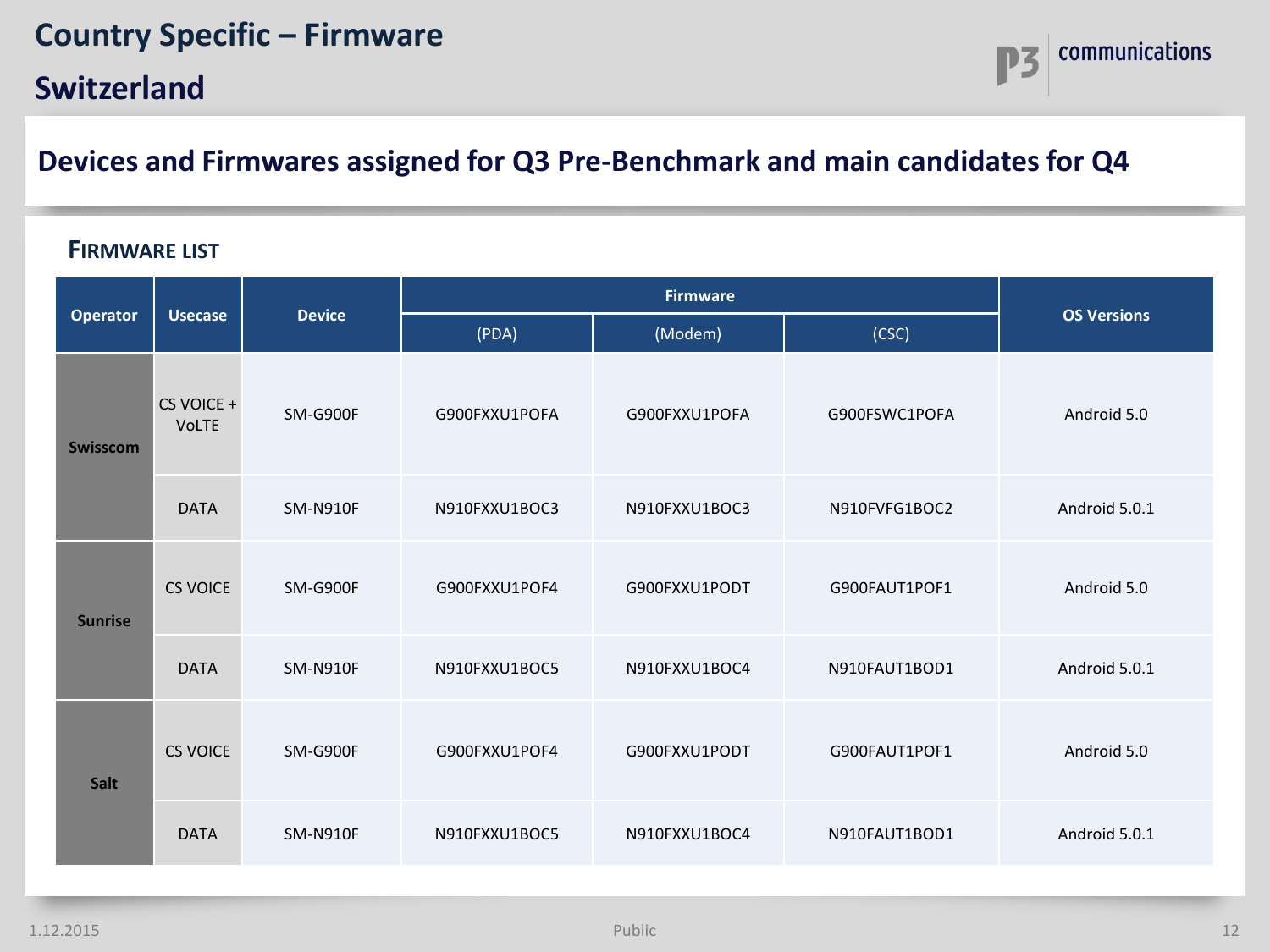# Country Specific – Firmware

## Switzerland

### Devices and Firmwares assigned for Q3 Pre-Benchmark and main candidates for Q4

**FIRMWARE LIST**

| Operator | Usecase | Device | Firmware | | | OS Versions |
|---|---|---|---|---|---|---|
| | | | (PDA) | (Modem) | (CSC) | |
| Swisscom | CS VOICE + VoLTE | SM-G900F | G900FXXU1POFA | G900FXXU1POFA | G900FSWC1POFA | Android 5.0 |
| | DATA | SM-N910F | N910FXXU1BOC3 | N910FXXU1BOC3 | N910FVFG1BOC2 | Android 5.0.1 |
| Sunrise | CS VOICE | SM-G900F | G900FXXU1POF4 | G900FXXU1PODT | G900FAUT1POF1 | Android 5.0 |
| | DATA | SM-N910F | N910FXXU1BOC5 | N910FXXU1BOC4 | N910FAUT1BOD1 | Android 5.0.1 |
| Salt | CS VOICE | SM-G900F | G900FXXU1POF4 | G900FXXU1PODT | G900FAUT1POF1 | Android 5.0 |
| | DATA | SM-N910F | N910FXXU1BOC5 | N910FXXU1BOC4 | N910FAUT1BOD1 | Android 5.0.1 |

1.12.2015 Public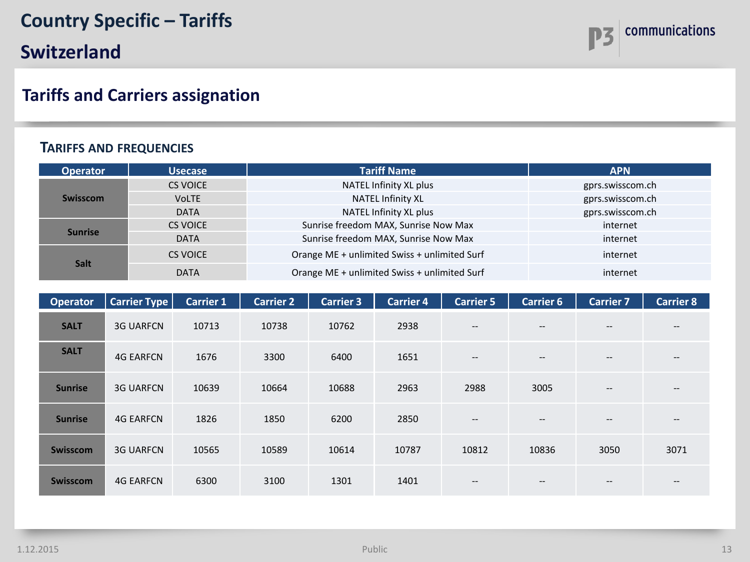# Country Specific – Tariffs

# Switzerland

## Tariffs and Carriers assignation

### TARIFFS AND FREQUENCIES

| Operator | Usecase | Tariff Name | APN |
|---|---|---|---|
| Swisscom | CS VOICE | NATEL Infinity XL plus | gprs.swisscom.ch |
| | VoLTE | NATEL Infinity XL | gprs.swisscom.ch |
| | DATA | NATEL Infinity XL plus | gprs.swisscom.ch |
| Sunrise | CS VOICE | Sunrise freedom MAX, Sunrise Now Max | internet |
| | DATA | Sunrise freedom MAX, Sunrise Now Max | internet |
| Salt | CS VOICE | Orange ME + unlimited Swiss + unlimited Surf | internet |
| | DATA | Orange ME + unlimited Swiss + unlimited Surf | internet |

| Operator | Carrier Type | Carrier 1 | Carrier 2 | Carrier 3 | Carrier 4 | Carrier 5 | Carrier 6 | Carrier 7 | Carrier 8 |
|---|---|---|---|---|---|---|---|---|---|
| SALT | 3G UARFCN | 10713 | 10738 | 10762 | 2938 | -- | -- | -- | -- |
| SALT | 4G EARFCN | 1676 | 3300 | 6400 | 1651 | -- | -- | -- | -- |
| Sunrise | 3G UARFCN | 10639 | 10664 | 10688 | 2963 | 2988 | 3005 | -- | -- |
| Sunrise | 4G EARFCN | 1826 | 1850 | 6200 | 2850 | -- | -- | -- | -- |
| Swisscom | 3G UARFCN | 10565 | 10589 | 10614 | 10787 | 10812 | 10836 | 3050 | 3071 |
| Swisscom | 4G EARFCN | 6300 | 3100 | 1301 | 1401 | -- | -- | -- | -- |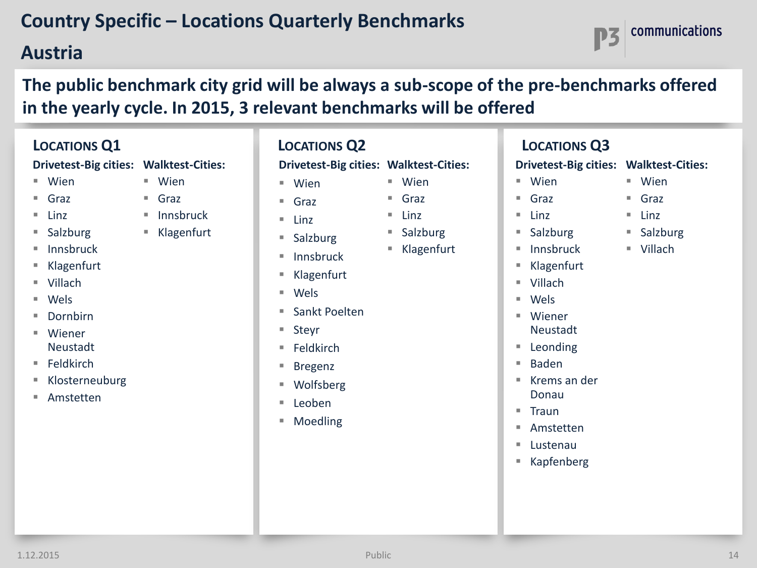# Country Specific – Locations Quarterly Benchmarks

## Austria

**The public benchmark city grid will be always a sub-scope of the pre-benchmarks offered in the yearly cycle. In 2015, 3 relevant benchmarks will be offered**

### Locations Q1

**Drivetest-Big cities:**

- Wien
- Graz
- Linz
- Salzburg
- Innsbruck
- Klagenfurt
- Villach
- Wels
- Dornbirn
- Wiener Neustadt
- Feldkirch
- Klosterneuburg
- Amstetten

**Walktest-Cities:**

- Wien
- Graz
- Innsbruck
- Klagenfurt

### Locations Q2

**Drivetest-Big cities:**

- Wien
- Graz
- Linz
- Salzburg
- Innsbruck
- Klagenfurt
- Wels
- Sankt Poelten
- Steyr
- Feldkirch
- Bregenz
- Wolfsberg
- Leoben
- Moedling

**Walktest-Cities:**

- Wien
- Graz
- Linz
- Salzburg
- Klagenfurt

### Locations Q3

**Drivetest-Big cities:**

- Wien
- Graz
- Linz
- Salzburg
- Innsbruck
- Klagenfurt
- Villach
- Wels
- Wiener Neustadt
- Leonding
- Baden
- Krems an der Donau
- Traun
- Amstetten
- Lustenau
- Kapfenberg

**Walktest-Cities:**

- Wien
- Graz
- Linz
- Salzburg
- Villach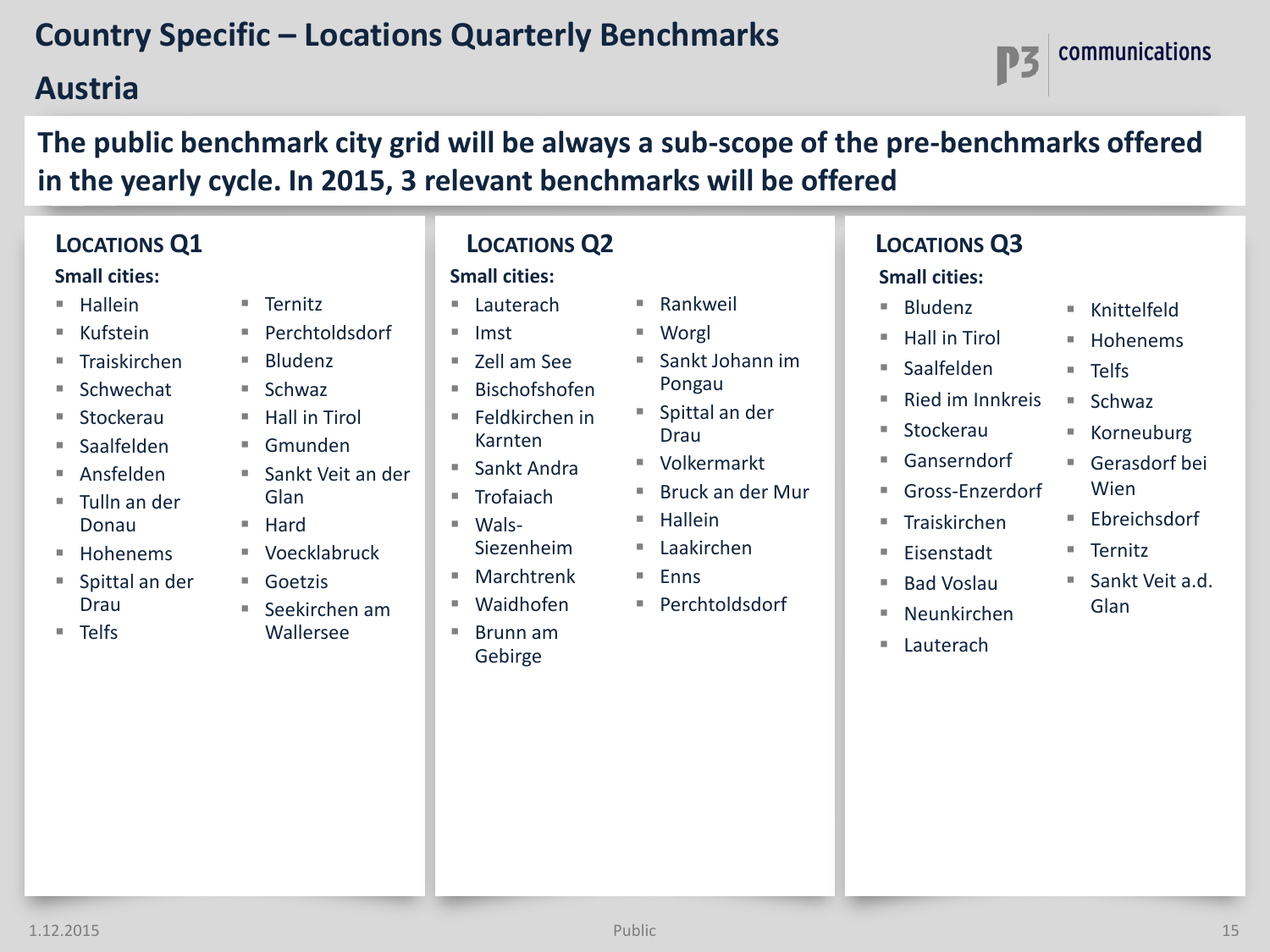# Country Specific – Locations Quarterly Benchmarks

## Austria

**The public benchmark city grid will be always a sub-scope of the pre-benchmarks offered in the yearly cycle. In 2015, 3 relevant benchmarks will be offered**

### Locations Q1

**Small cities:**

- Hallein
- Kufstein
- Traiskirchen
- Schwechat
- Stockerau
- Saalfelden
- Ansfelden
- Tulln an der Donau
- Hohenems
- Spittal an der Drau
- Telfs
- Ternitz
- Perchtoldsdorf
- Bludenz
- Schwaz
- Hall in Tirol
- Gmunden
- Sankt Veit an der Glan
- Hard
- Voecklabruck
- Goetzis
- Seekirchen am Wallersee

### Locations Q2

**Small cities:**

- Lauterach
- Imst
- Zell am See
- Bischofshofen
- Feldkirchen in Karnten
- Sankt Andra
- Trofaiach
- Wals-Siezenheim
- Marchtrenk
- Waidhofen
- Brunn am Gebirge
- Rankweil
- Worgl
- Sankt Johann im Pongau
- Spittal an der Drau
- Volkermarkt
- Bruck an der Mur
- Hallein
- Laakirchen
- Enns
- Perchtoldsdorf

### Locations Q3

**Small cities:**

- Bludenz
- Hall in Tirol
- Saalfelden
- Ried im Innkreis
- Stockerau
- Ganserndorf
- Gross-Enzerdorf
- Traiskirchen
- Eisenstadt
- Bad Voslau
- Neunkirchen
- Lauterach
- Knittelfeld
- Hohenems
- Telfs
- Schwaz
- Korneuburg
- Gerasdorf bei Wien
- Ebreichsdorf
- Ternitz
- Sankt Veit a.d. Glan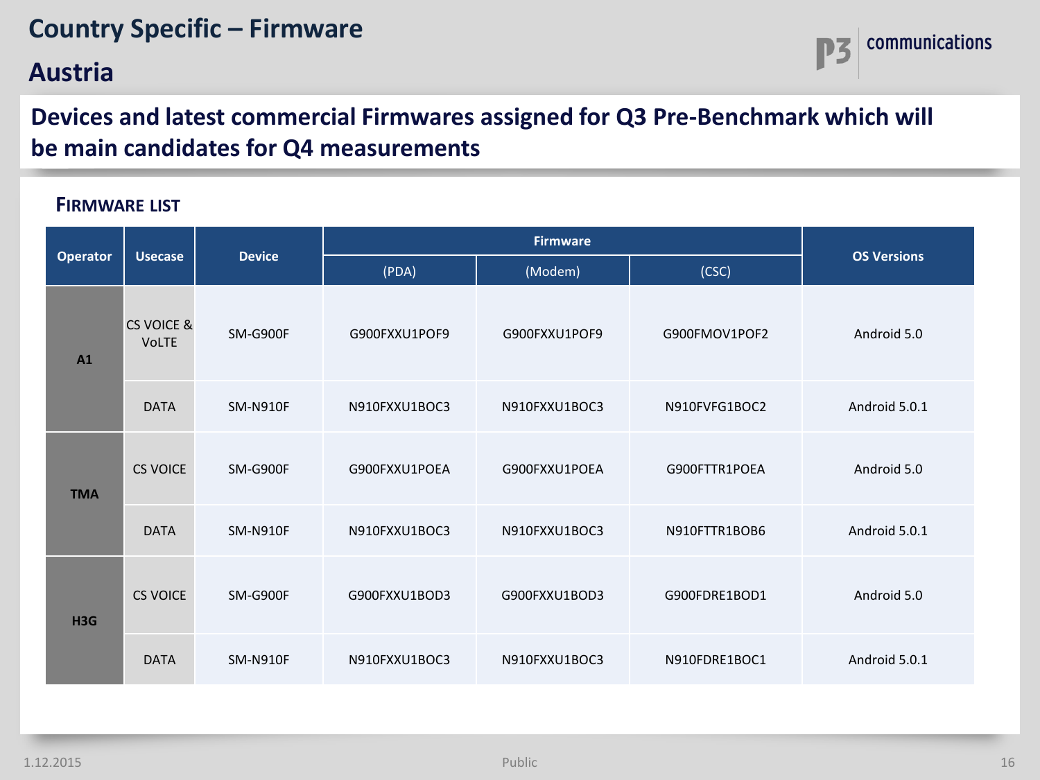# Country Specific – Firmware

## Austria

**Devices and latest commercial Firmwares assigned for Q3 Pre-Benchmark which will be main candidates for Q4 measurements**

### FIRMWARE LIST

| Operator | Usecase | Device | Firmware | | | OS Versions |
|---|---|---|---|---|---|---|
| | | | (PDA) | (Modem) | (CSC) | |
| A1 | CS VOICE & VoLTE | SM-G900F | G900FXXU1POF9 | G900FXXU1POF9 | G900FMOV1POF2 | Android 5.0 |
| A1 | DATA | SM-N910F | N910FXXU1BOC3 | N910FXXU1BOC3 | N910FVFG1BOC2 | Android 5.0.1 |
| TMA | CS VOICE | SM-G900F | G900FXXU1POEA | G900FXXU1POEA | G900FTTR1POEA | Android 5.0 |
| TMA | DATA | SM-N910F | N910FXXU1BOC3 | N910FXXU1BOC3 | N910FTTR1BOB6 | Android 5.0.1 |
| H3G | CS VOICE | SM-G900F | G900FXXU1BOD3 | G900FXXU1BOD3 | G900FDRE1BOD1 | Android 5.0 |
| H3G | DATA | SM-N910F | N910FXXU1BOC3 | N910FXXU1BOC3 | N910FDRE1BOC1 | Android 5.0.1 |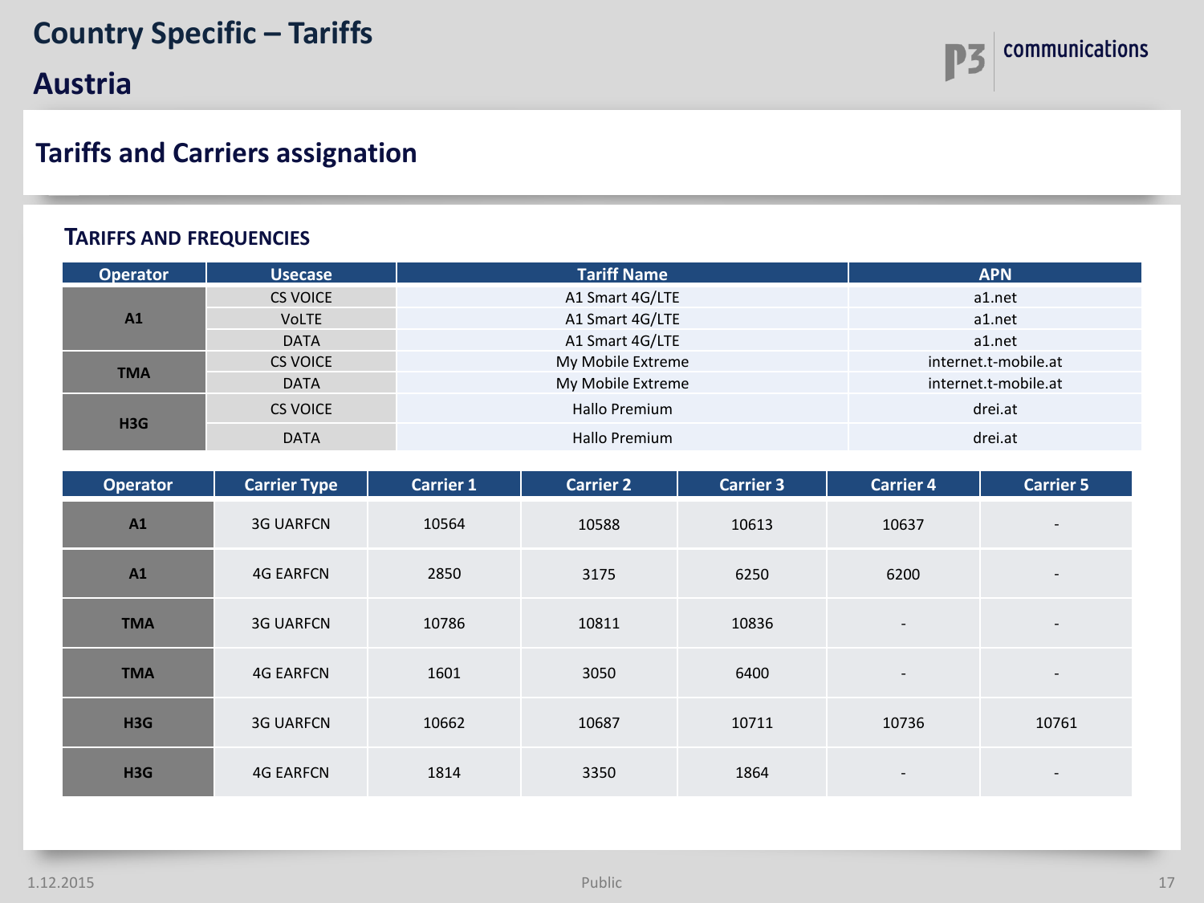# Country Specific – Tariffs

## Austria

## Tariffs and Carriers assignation

### TARIFFS AND FREQUENCIES

| Operator | Usecase | Tariff Name | APN |
|---|---|---|---|
| A1 | CS VOICE | A1 Smart 4G/LTE | a1.net |
| | VoLTE | A1 Smart 4G/LTE | a1.net |
| | DATA | A1 Smart 4G/LTE | a1.net |
| TMA | CS VOICE | My Mobile Extreme | internet.t-mobile.at |
| | DATA | My Mobile Extreme | internet.t-mobile.at |
| H3G | CS VOICE | Hallo Premium | drei.at |
| | DATA | Hallo Premium | drei.at |

| Operator | Carrier Type | Carrier 1 | Carrier 2 | Carrier 3 | Carrier 4 | Carrier 5 |
|---|---|---|---|---|---|---|
| A1 | 3G UARFCN | 10564 | 10588 | 10613 | 10637 | - |
| A1 | 4G EARFCN | 2850 | 3175 | 6250 | 6200 | - |
| TMA | 3G UARFCN | 10786 | 10811 | 10836 | - | - |
| TMA | 4G EARFCN | 1601 | 3050 | 6400 | - | - |
| H3G | 3G UARFCN | 10662 | 10687 | 10711 | 10736 | 10761 |
| H3G | 4G EARFCN | 1814 | 3350 | 1864 | - | - |